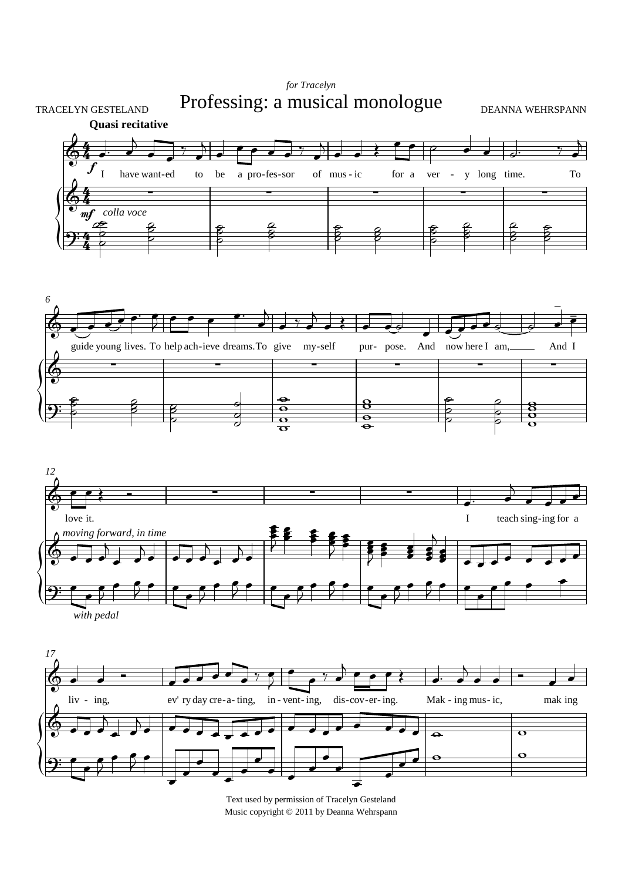*for Tracelyn*

# Professing: a musical monologue

TRACELYN GESTELAND

DEANNA WEHRSPANN

**Quasi recitative**

Text used by permission of Tracelyn Gesteland
Music copyright © 2011 by Deanna Wehrspann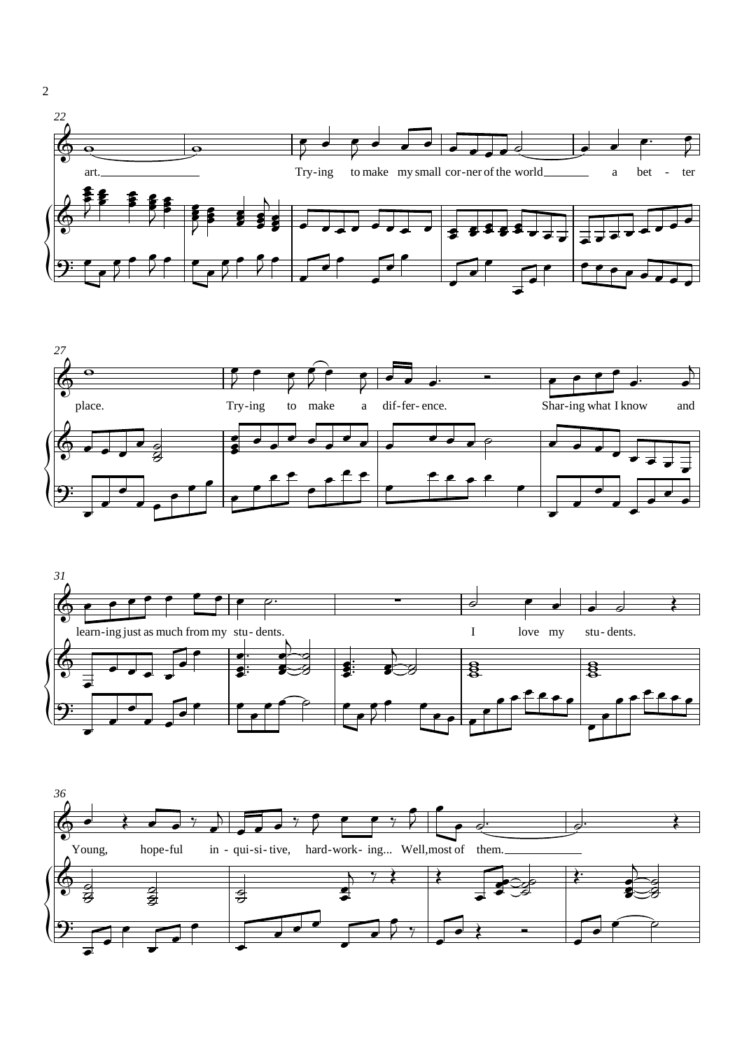22

art. Try-ing to make my small cor-ner of the world a bet-ter

27

place. Try-ing to make a dif-fer-ence. Shar-ing what I know and

31

learn-ing just as much from my stu-dents. I love my stu-dents.

36

Young, hope-ful in-qui-si-tive, hard-work-ing... Well, most of them.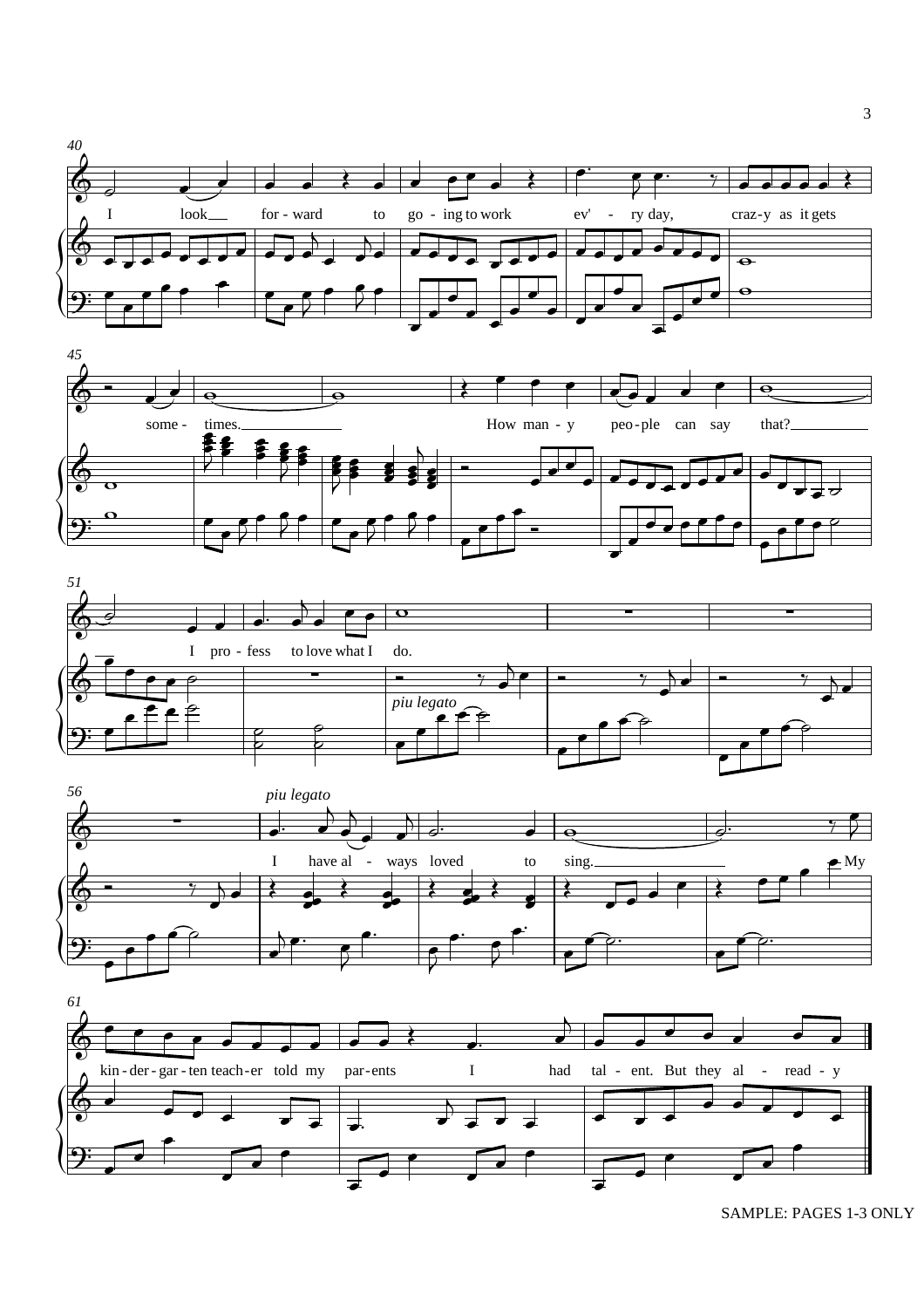40

I look for-ward to go-ing to work ev'-ry day, craz-y as it gets

45

some-times. How man-y peo-ple can say that?

51

I pro-fess to love what I do.

*piu legato*

56

*piu legato*

I have al-ways loved to sing. My

61

kin-der-gar-ten teach-er told my par-ents I had tal-ent. But they al-read-y